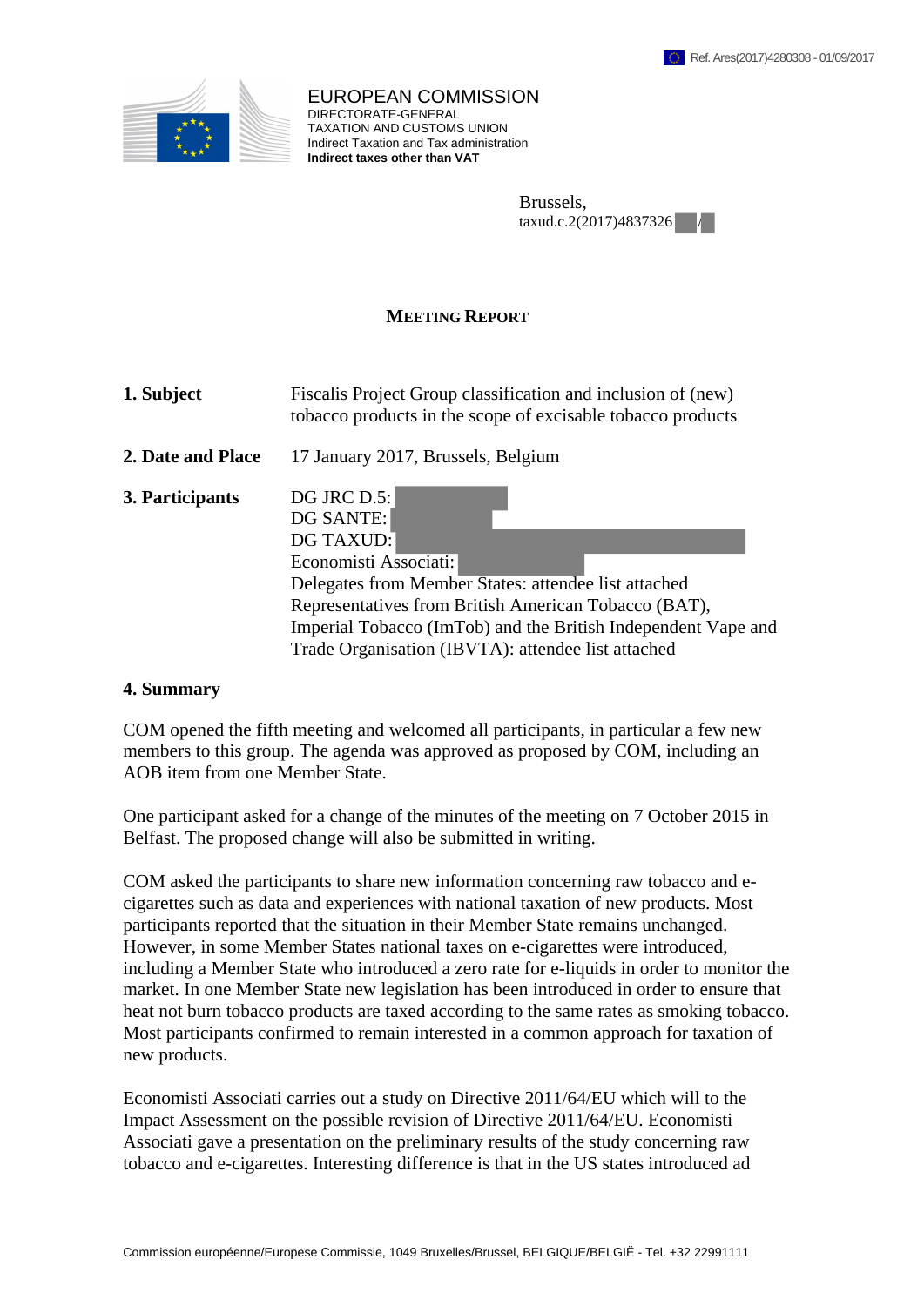Ref. Ares(2017)4280308 - 01/09/2017

EUROPEAN COMMISSION
DIRECTORATE-GENERAL
TAXATION AND CUSTOMS UNION
Indirect Taxation and Tax administration
**Indirect taxes other than VAT**

Brussels,
taxud.c.2(2017)4837326 /

# MEETING REPORT

**1. Subject** Fiscalis Project Group classification and inclusion of (new) tobacco products in the scope of excisable tobacco products

**2. Date and Place** 17 January 2017, Brussels, Belgium

**3. Participants**
DG JRC D.5:
DG SANTE:
DG TAXUD:
Economisti Associati:
Delegates from Member States: attendee list attached
Representatives from British American Tobacco (BAT), Imperial Tobacco (ImTob) and the British Independent Vape and Trade Organisation (IBVTA): attendee list attached

## 4. Summary

COM opened the fifth meeting and welcomed all participants, in particular a few new members to this group. The agenda was approved as proposed by COM, including an AOB item from one Member State.

One participant asked for a change of the minutes of the meeting on 7 October 2015 in Belfast. The proposed change will also be submitted in writing.

COM asked the participants to share new information concerning raw tobacco and e-cigarettes such as data and experiences with national taxation of new products. Most participants reported that the situation in their Member State remains unchanged. However, in some Member States national taxes on e-cigarettes were introduced, including a Member State who introduced a zero rate for e-liquids in order to monitor the market. In one Member State new legislation has been introduced in order to ensure that heat not burn tobacco products are taxed according to the same rates as smoking tobacco. Most participants confirmed to remain interested in a common approach for taxation of new products.

Economisti Associati carries out a study on Directive 2011/64/EU which will to the Impact Assessment on the possible revision of Directive 2011/64/EU. Economisti Associati gave a presentation on the preliminary results of the study concerning raw tobacco and e-cigarettes. Interesting difference is that in the US states introduced ad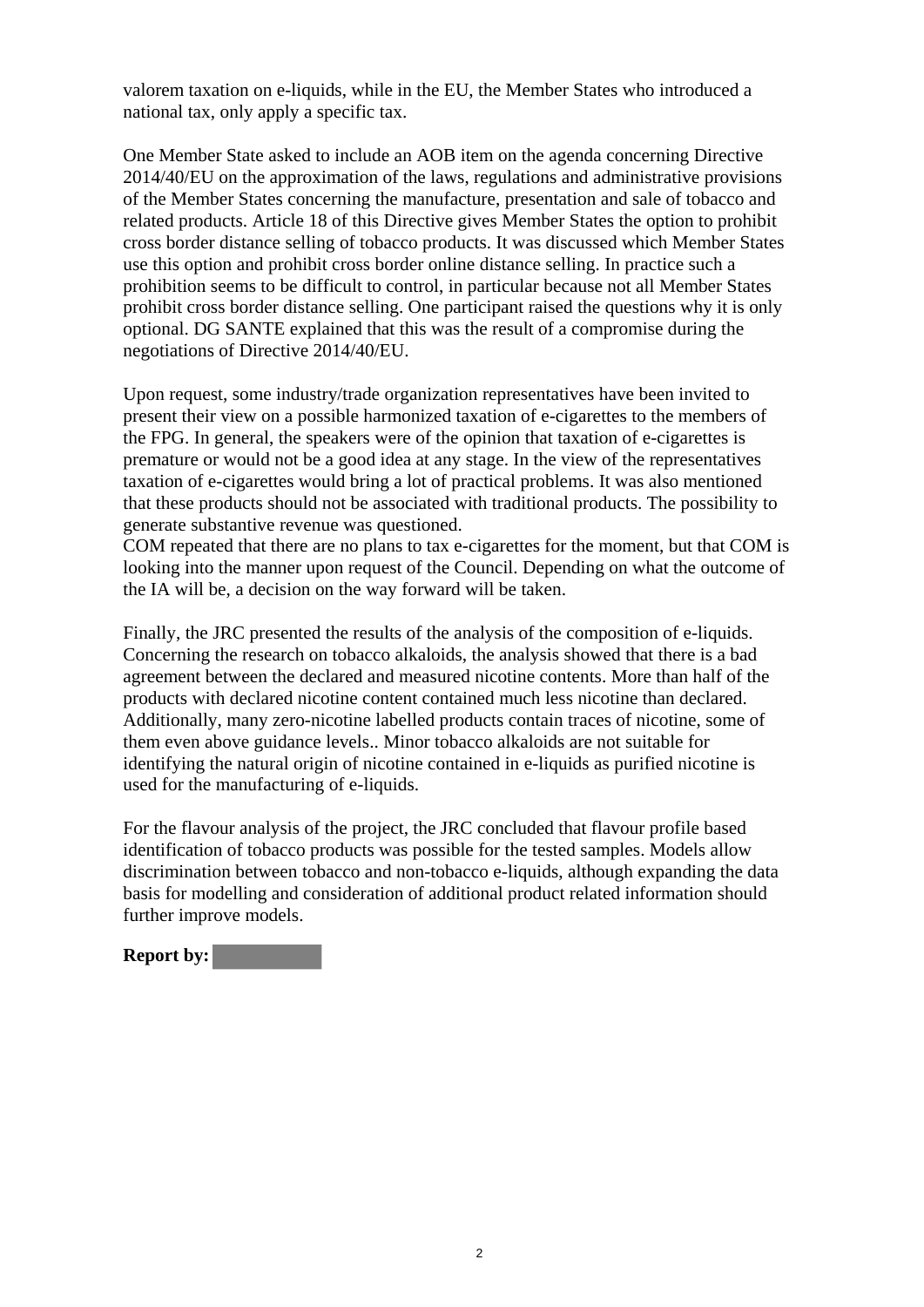valorem taxation on e-liquids, while in the EU, the Member States who introduced a national tax, only apply a specific tax.

One Member State asked to include an AOB item on the agenda concerning Directive 2014/40/EU on the approximation of the laws, regulations and administrative provisions of the Member States concerning the manufacture, presentation and sale of tobacco and related products. Article 18 of this Directive gives Member States the option to prohibit cross border distance selling of tobacco products. It was discussed which Member States use this option and prohibit cross border online distance selling. In practice such a prohibition seems to be difficult to control, in particular because not all Member States prohibit cross border distance selling. One participant raised the questions why it is only optional. DG SANTE explained that this was the result of a compromise during the negotiations of Directive 2014/40/EU.

Upon request, some industry/trade organization representatives have been invited to present their view on a possible harmonized taxation of e-cigarettes to the members of the FPG. In general, the speakers were of the opinion that taxation of e-cigarettes is premature or would not be a good idea at any stage. In the view of the representatives taxation of e-cigarettes would bring a lot of practical problems. It was also mentioned that these products should not be associated with traditional products. The possibility to generate substantive revenue was questioned.
COM repeated that there are no plans to tax e-cigarettes for the moment, but that COM is looking into the manner upon request of the Council. Depending on what the outcome of the IA will be, a decision on the way forward will be taken.

Finally, the JRC presented the results of the analysis of the composition of e-liquids. Concerning the research on tobacco alkaloids, the analysis showed that there is a bad agreement between the declared and measured nicotine contents. More than half of the products with declared nicotine content contained much less nicotine than declared. Additionally, many zero-nicotine labelled products contain traces of nicotine, some of them even above guidance levels.. Minor tobacco alkaloids are not suitable for identifying the natural origin of nicotine contained in e-liquids as purified nicotine is used for the manufacturing of e-liquids.

For the flavour analysis of the project, the JRC concluded that flavour profile based identification of tobacco products was possible for the tested samples. Models allow discrimination between tobacco and non-tobacco e-liquids, although expanding the data basis for modelling and consideration of additional product related information should further improve models.

**Report by:**